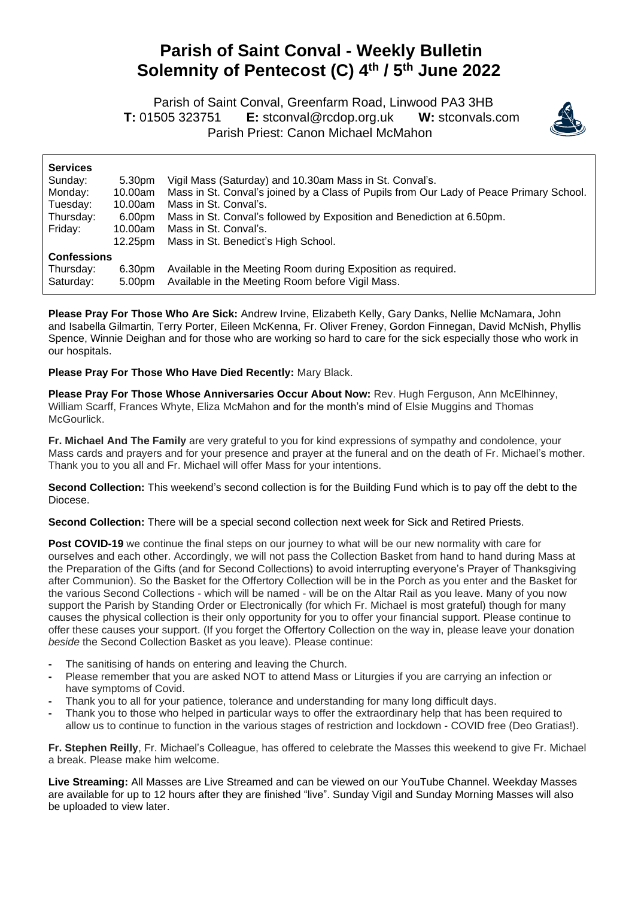# Parish of Saint Conval - Weekly Bulletin
# Solemnity of Pentecost (C) 4th / 5th June 2022

Parish of Saint Conval, Greenfarm Road, Linwood PA3 3HB
**T:** 01505 323751 **E:** stconval@rcdop.org.uk **W:** stconvals.com
Parish Priest: Canon Michael McMahon

**Services**

| | | |
|---|---|---|
| Sunday: | 5.30pm | Vigil Mass (Saturday) and 10.30am Mass in St. Conval's. |
| Monday: | 10.00am | Mass in St. Conval's joined by a Class of Pupils from Our Lady of Peace Primary School. |
| Tuesday: | 10.00am | Mass in St. Conval's. |
| Thursday: | 6.00pm | Mass in St. Conval's followed by Exposition and Benediction at 6.50pm. |
| Friday: | 10.00am | Mass in St. Conval's. |
| | 12.25pm | Mass in St. Benedict's High School. |

**Confessions**

| | | |
|---|---|---|
| Thursday: | 6.30pm | Available in the Meeting Room during Exposition as required. |
| Saturday: | 5.00pm | Available in the Meeting Room before Vigil Mass. |

**Please Pray For Those Who Are Sick:** Andrew Irvine, Elizabeth Kelly, Gary Danks, Nellie McNamara, John and Isabella Gilmartin, Terry Porter, Eileen McKenna, Fr. Oliver Freney, Gordon Finnegan, David McNish, Phyllis Spence, Winnie Deighan and for those who are working so hard to care for the sick especially those who work in our hospitals.

**Please Pray For Those Who Have Died Recently:** Mary Black.

**Please Pray For Those Whose Anniversaries Occur About Now:** Rev. Hugh Ferguson, Ann McElhinney, William Scarff, Frances Whyte, Eliza McMahon and for the month's mind of Elsie Muggins and Thomas McGourlick.

**Fr. Michael And The Family** are very grateful to you for kind expressions of sympathy and condolence, your Mass cards and prayers and for your presence and prayer at the funeral and on the death of Fr. Michael's mother. Thank you to you all and Fr. Michael will offer Mass for your intentions.

**Second Collection:** This weekend's second collection is for the Building Fund which is to pay off the debt to the Diocese.

**Second Collection:** There will be a special second collection next week for Sick and Retired Priests.

**Post COVID-19** we continue the final steps on our journey to what will be our new normality with care for ourselves and each other. Accordingly, we will not pass the Collection Basket from hand to hand during Mass at the Preparation of the Gifts (and for Second Collections) to avoid interrupting everyone's Prayer of Thanksgiving after Communion). So the Basket for the Offertory Collection will be in the Porch as you enter and the Basket for the various Second Collections - which will be named - will be on the Altar Rail as you leave. Many of you now support the Parish by Standing Order or Electronically (for which Fr. Michael is most grateful) though for many causes the physical collection is their only opportunity for you to offer your financial support. Please continue to offer these causes your support. (If you forget the Offertory Collection on the way in, please leave your donation *beside* the Second Collection Basket as you leave). Please continue:

- The sanitising of hands on entering and leaving the Church.
- Please remember that you are asked NOT to attend Mass or Liturgies if you are carrying an infection or have symptoms of Covid.
- Thank you to all for your patience, tolerance and understanding for many long difficult days.
- Thank you to those who helped in particular ways to offer the extraordinary help that has been required to allow us to continue to function in the various stages of restriction and lockdown - COVID free (Deo Gratias!).

**Fr. Stephen Reilly**, Fr. Michael's Colleague, has offered to celebrate the Masses this weekend to give Fr. Michael a break. Please make him welcome.

**Live Streaming:** All Masses are Live Streamed and can be viewed on our YouTube Channel. Weekday Masses are available for up to 12 hours after they are finished "live". Sunday Vigil and Sunday Morning Masses will also be uploaded to view later.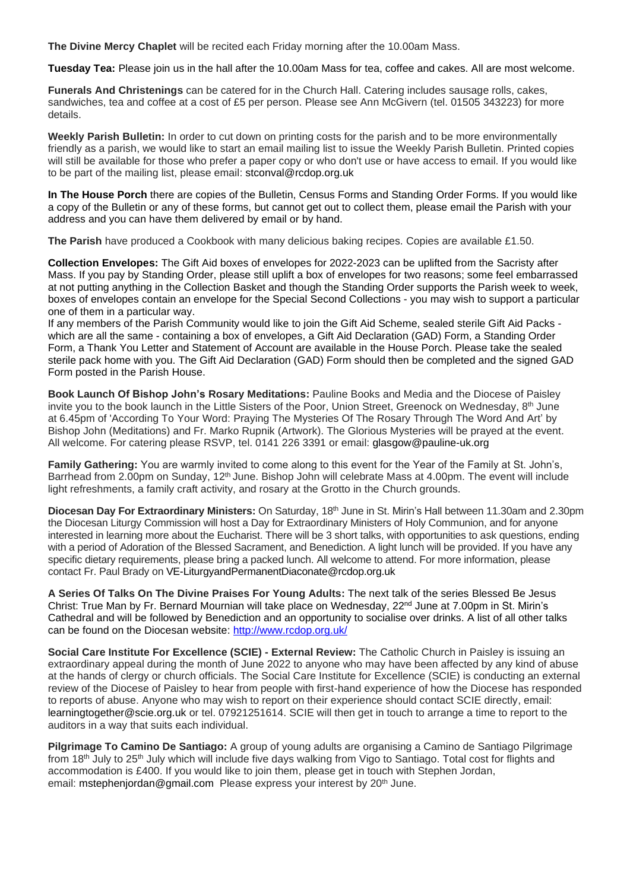**The Divine Mercy Chaplet** will be recited each Friday morning after the 10.00am Mass.

**Tuesday Tea:** Please join us in the hall after the 10.00am Mass for tea, coffee and cakes. All are most welcome.

**Funerals And Christenings** can be catered for in the Church Hall. Catering includes sausage rolls, cakes, sandwiches, tea and coffee at a cost of £5 per person. Please see Ann McGivern (tel. 01505 343223) for more details.

**Weekly Parish Bulletin:** In order to cut down on printing costs for the parish and to be more environmentally friendly as a parish, we would like to start an email mailing list to issue the Weekly Parish Bulletin. Printed copies will still be available for those who prefer a paper copy or who don't use or have access to email. If you would like to be part of the mailing list, please email: stconval@rcdop.org.uk

**In The House Porch** there are copies of the Bulletin, Census Forms and Standing Order Forms. If you would like a copy of the Bulletin or any of these forms, but cannot get out to collect them, please email the Parish with your address and you can have them delivered by email or by hand.

**The Parish** have produced a Cookbook with many delicious baking recipes. Copies are available £1.50.

**Collection Envelopes:** The Gift Aid boxes of envelopes for 2022-2023 can be uplifted from the Sacristy after Mass. If you pay by Standing Order, please still uplift a box of envelopes for two reasons; some feel embarrassed at not putting anything in the Collection Basket and though the Standing Order supports the Parish week to week, boxes of envelopes contain an envelope for the Special Second Collections - you may wish to support a particular one of them in a particular way.

If any members of the Parish Community would like to join the Gift Aid Scheme, sealed sterile Gift Aid Packs - which are all the same - containing a box of envelopes, a Gift Aid Declaration (GAD) Form, a Standing Order Form, a Thank You Letter and Statement of Account are available in the House Porch. Please take the sealed sterile pack home with you. The Gift Aid Declaration (GAD) Form should then be completed and the signed GAD Form posted in the Parish House.

**Book Launch Of Bishop John's Rosary Meditations:** Pauline Books and Media and the Diocese of Paisley invite you to the book launch in the Little Sisters of the Poor, Union Street, Greenock on Wednesday, 8th June at 6.45pm of 'According To Your Word: Praying The Mysteries Of The Rosary Through The Word And Art' by Bishop John (Meditations) and Fr. Marko Rupnik (Artwork). The Glorious Mysteries will be prayed at the event. All welcome. For catering please RSVP, tel. 0141 226 3391 or email: glasgow@pauline-uk.org

**Family Gathering:** You are warmly invited to come along to this event for the Year of the Family at St. John's, Barrhead from 2.00pm on Sunday, 12th June. Bishop John will celebrate Mass at 4.00pm. The event will include light refreshments, a family craft activity, and rosary at the Grotto in the Church grounds.

**Diocesan Day For Extraordinary Ministers:** On Saturday, 18th June in St. Mirin's Hall between 11.30am and 2.30pm the Diocesan Liturgy Commission will host a Day for Extraordinary Ministers of Holy Communion, and for anyone interested in learning more about the Eucharist. There will be 3 short talks, with opportunities to ask questions, ending with a period of Adoration of the Blessed Sacrament, and Benediction. A light lunch will be provided. If you have any specific dietary requirements, please bring a packed lunch. All welcome to attend. For more information, please contact Fr. Paul Brady on VE-LiturgyandPermanentDiaconate@rcdop.org.uk

**A Series Of Talks On The Divine Praises For Young Adults:** The next talk of the series Blessed Be Jesus Christ: True Man by Fr. Bernard Mournian will take place on Wednesday, 22nd June at 7.00pm in St. Mirin's Cathedral and will be followed by Benediction and an opportunity to socialise over drinks. A list of all other talks can be found on the Diocesan website: http://www.rcdop.org.uk/

**Social Care Institute For Excellence (SCIE) - External Review:** The Catholic Church in Paisley is issuing an extraordinary appeal during the month of June 2022 to anyone who may have been affected by any kind of abuse at the hands of clergy or church officials. The Social Care Institute for Excellence (SCIE) is conducting an external review of the Diocese of Paisley to hear from people with first-hand experience of how the Diocese has responded to reports of abuse. Anyone who may wish to report on their experience should contact SCIE directly, email: learningtogether@scie.org.uk or tel. 07921251614. SCIE will then get in touch to arrange a time to report to the auditors in a way that suits each individual.

**Pilgrimage To Camino De Santiago:** A group of young adults are organising a Camino de Santiago Pilgrimage from 18th July to 25th July which will include five days walking from Vigo to Santiago. Total cost for flights and accommodation is £400. If you would like to join them, please get in touch with Stephen Jordan, email: mstephenjordan@gmail.com Please express your interest by 20th June.